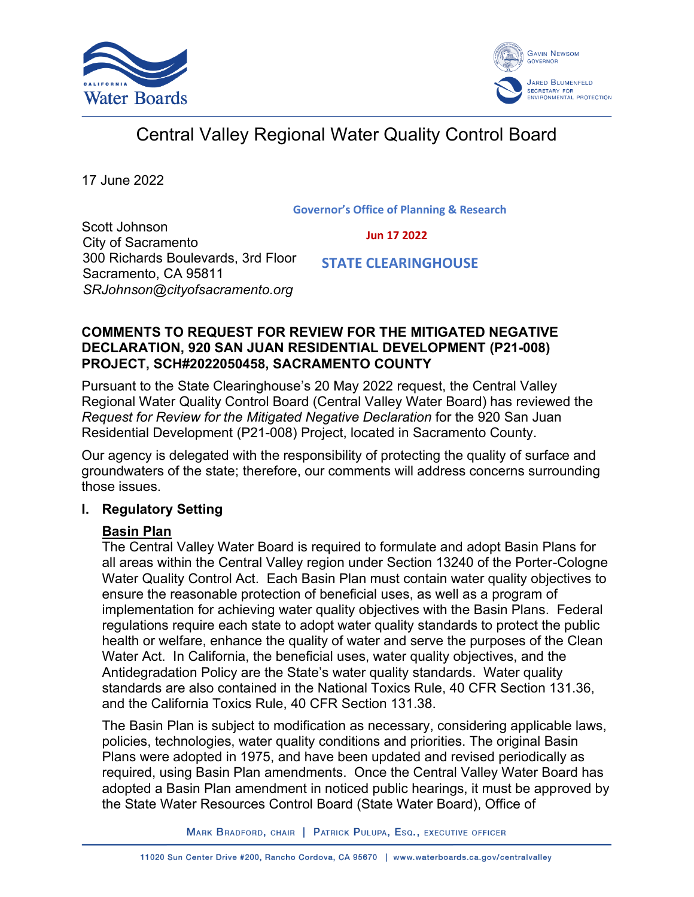# Central Valley Regional Water Quality Control Board

17 June 2022

Governor's Office of Planning & Research

Jun 17 2022

STATE CLEARINGHOUSE

Scott Johnson
City of Sacramento
300 Richards Boulevards, 3rd Floor
Sacramento, CA 95811
*SRJohnson@cityofsacramento.org*

**COMMENTS TO REQUEST FOR REVIEW FOR THE MITIGATED NEGATIVE DECLARATION, 920 SAN JUAN RESIDENTIAL DEVELOPMENT (P21-008) PROJECT, SCH#2022050458, SACRAMENTO COUNTY**

Pursuant to the State Clearinghouse's 20 May 2022 request, the Central Valley Regional Water Quality Control Board (Central Valley Water Board) has reviewed the *Request for Review for the Mitigated Negative Declaration* for the 920 San Juan Residential Development (P21-008) Project, located in Sacramento County.

Our agency is delegated with the responsibility of protecting the quality of surface and groundwaters of the state; therefore, our comments will address concerns surrounding those issues.

## I. Regulatory Setting

### Basin Plan

The Central Valley Water Board is required to formulate and adopt Basin Plans for all areas within the Central Valley region under Section 13240 of the Porter-Cologne Water Quality Control Act. Each Basin Plan must contain water quality objectives to ensure the reasonable protection of beneficial uses, as well as a program of implementation for achieving water quality objectives with the Basin Plans. Federal regulations require each state to adopt water quality standards to protect the public health or welfare, enhance the quality of water and serve the purposes of the Clean Water Act. In California, the beneficial uses, water quality objectives, and the Antidegradation Policy are the State's water quality standards. Water quality standards are also contained in the National Toxics Rule, 40 CFR Section 131.36, and the California Toxics Rule, 40 CFR Section 131.38.

The Basin Plan is subject to modification as necessary, considering applicable laws, policies, technologies, water quality conditions and priorities. The original Basin Plans were adopted in 1975, and have been updated and revised periodically as required, using Basin Plan amendments. Once the Central Valley Water Board has adopted a Basin Plan amendment in noticed public hearings, it must be approved by the State Water Resources Control Board (State Water Board), Office of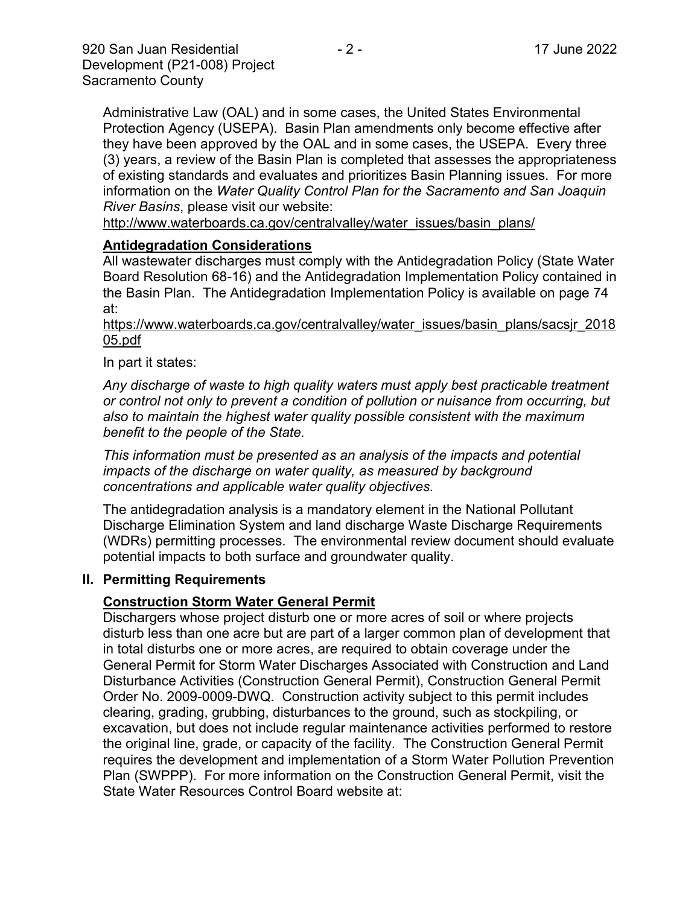Administrative Law (OAL) and in some cases, the United States Environmental Protection Agency (USEPA). Basin Plan amendments only become effective after they have been approved by the OAL and in some cases, the USEPA. Every three (3) years, a review of the Basin Plan is completed that assesses the appropriateness of existing standards and evaluates and prioritizes Basin Planning issues. For more information on the *Water Quality Control Plan for the Sacramento and San Joaquin River Basins*, please visit our website:

http://www.waterboards.ca.gov/centralvalley/water_issues/basin_plans/

### Antidegradation Considerations

All wastewater discharges must comply with the Antidegradation Policy (State Water Board Resolution 68-16) and the Antidegradation Implementation Policy contained in the Basin Plan. The Antidegradation Implementation Policy is available on page 74 at:

https://www.waterboards.ca.gov/centralvalley/water_issues/basin_plans/sacsjr_201805.pdf

In part it states:

*Any discharge of waste to high quality waters must apply best practicable treatment or control not only to prevent a condition of pollution or nuisance from occurring, but also to maintain the highest water quality possible consistent with the maximum benefit to the people of the State.*

*This information must be presented as an analysis of the impacts and potential impacts of the discharge on water quality, as measured by background concentrations and applicable water quality objectives.*

The antidegradation analysis is a mandatory element in the National Pollutant Discharge Elimination System and land discharge Waste Discharge Requirements (WDRs) permitting processes. The environmental review document should evaluate potential impacts to both surface and groundwater quality.

## II. Permitting Requirements

### Construction Storm Water General Permit

Dischargers whose project disturb one or more acres of soil or where projects disturb less than one acre but are part of a larger common plan of development that in total disturbs one or more acres, are required to obtain coverage under the General Permit for Storm Water Discharges Associated with Construction and Land Disturbance Activities (Construction General Permit), Construction General Permit Order No. 2009-0009-DWQ. Construction activity subject to this permit includes clearing, grading, grubbing, disturbances to the ground, such as stockpiling, or excavation, but does not include regular maintenance activities performed to restore the original line, grade, or capacity of the facility. The Construction General Permit requires the development and implementation of a Storm Water Pollution Prevention Plan (SWPPP). For more information on the Construction General Permit, visit the State Water Resources Control Board website at: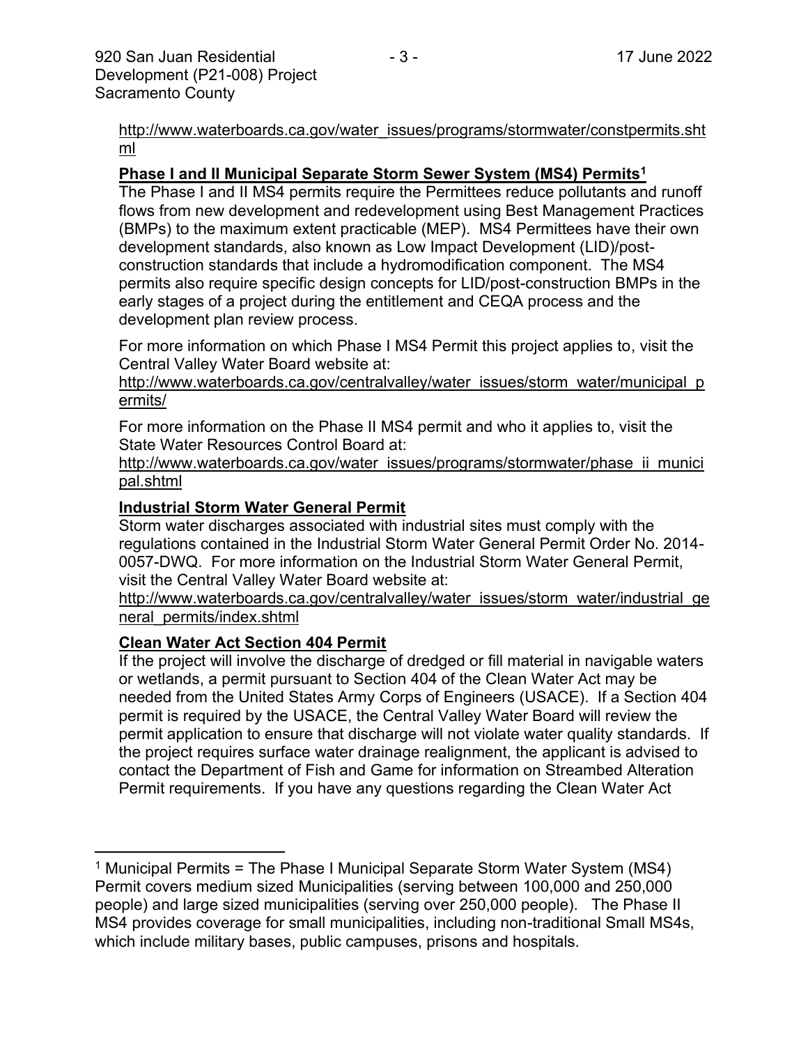http://www.waterboards.ca.gov/water_issues/programs/stormwater/constpermits.shtml

**Phase I and II Municipal Separate Storm Sewer System (MS4) Permits[1]**

The Phase I and II MS4 permits require the Permittees reduce pollutants and runoff flows from new development and redevelopment using Best Management Practices (BMPs) to the maximum extent practicable (MEP). MS4 Permittees have their own development standards, also known as Low Impact Development (LID)/post-construction standards that include a hydromodification component. The MS4 permits also require specific design concepts for LID/post-construction BMPs in the early stages of a project during the entitlement and CEQA process and the development plan review process.

For more information on which Phase I MS4 Permit this project applies to, visit the Central Valley Water Board website at:
http://www.waterboards.ca.gov/centralvalley/water_issues/storm_water/municipal_permits/

For more information on the Phase II MS4 permit and who it applies to, visit the State Water Resources Control Board at:
http://www.waterboards.ca.gov/water_issues/programs/stormwater/phase_ii_municipal.shtml

**Industrial Storm Water General Permit**

Storm water discharges associated with industrial sites must comply with the regulations contained in the Industrial Storm Water General Permit Order No. 2014-0057-DWQ. For more information on the Industrial Storm Water General Permit, visit the Central Valley Water Board website at:
http://www.waterboards.ca.gov/centralvalley/water_issues/storm_water/industrial_general_permits/index.shtml

**Clean Water Act Section 404 Permit**

If the project will involve the discharge of dredged or fill material in navigable waters or wetlands, a permit pursuant to Section 404 of the Clean Water Act may be needed from the United States Army Corps of Engineers (USACE). If a Section 404 permit is required by the USACE, the Central Valley Water Board will review the permit application to ensure that discharge will not violate water quality standards. If the project requires surface water drainage realignment, the applicant is advised to contact the Department of Fish and Game for information on Streambed Alteration Permit requirements. If you have any questions regarding the Clean Water Act

---

[1] Municipal Permits = The Phase I Municipal Separate Storm Water System (MS4) Permit covers medium sized Municipalities (serving between 100,000 and 250,000 people) and large sized municipalities (serving over 250,000 people). The Phase II MS4 provides coverage for small municipalities, including non-traditional Small MS4s, which include military bases, public campuses, prisons and hospitals.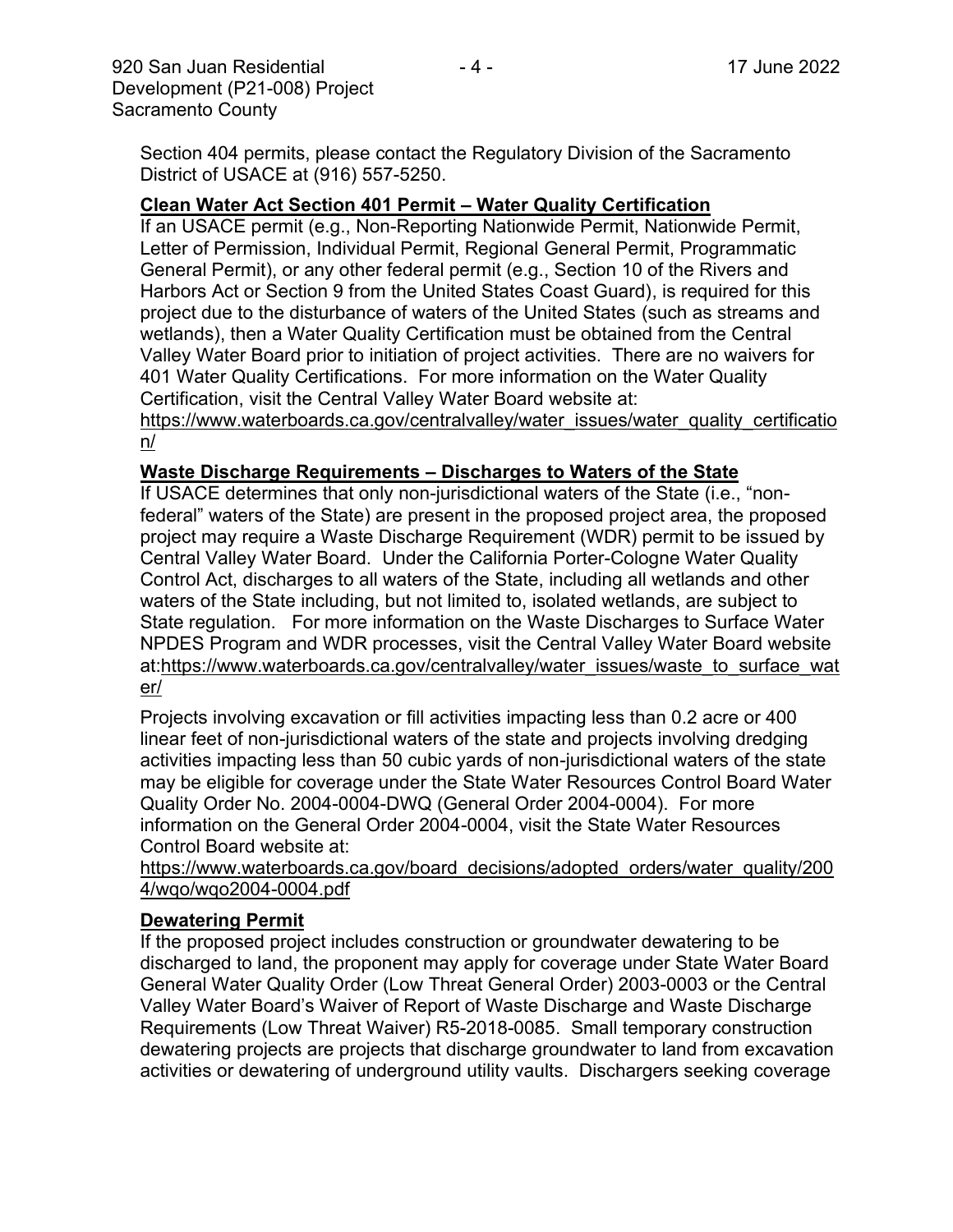Section 404 permits, please contact the Regulatory Division of the Sacramento District of USACE at (916) 557-5250.

**Clean Water Act Section 401 Permit – Water Quality Certification**

If an USACE permit (e.g., Non-Reporting Nationwide Permit, Nationwide Permit, Letter of Permission, Individual Permit, Regional General Permit, Programmatic General Permit), or any other federal permit (e.g., Section 10 of the Rivers and Harbors Act or Section 9 from the United States Coast Guard), is required for this project due to the disturbance of waters of the United States (such as streams and wetlands), then a Water Quality Certification must be obtained from the Central Valley Water Board prior to initiation of project activities. There are no waivers for 401 Water Quality Certifications. For more information on the Water Quality Certification, visit the Central Valley Water Board website at: https://www.waterboards.ca.gov/centralvalley/water_issues/water_quality_certification/

**Waste Discharge Requirements – Discharges to Waters of the State**

If USACE determines that only non-jurisdictional waters of the State (i.e., "non-federal" waters of the State) are present in the proposed project area, the proposed project may require a Waste Discharge Requirement (WDR) permit to be issued by Central Valley Water Board. Under the California Porter-Cologne Water Quality Control Act, discharges to all waters of the State, including all wetlands and other waters of the State including, but not limited to, isolated wetlands, are subject to State regulation. For more information on the Waste Discharges to Surface Water NPDES Program and WDR processes, visit the Central Valley Water Board website at: https://www.waterboards.ca.gov/centralvalley/water_issues/waste_to_surface_water/

Projects involving excavation or fill activities impacting less than 0.2 acre or 400 linear feet of non-jurisdictional waters of the state and projects involving dredging activities impacting less than 50 cubic yards of non-jurisdictional waters of the state may be eligible for coverage under the State Water Resources Control Board Water Quality Order No. 2004-0004-DWQ (General Order 2004-0004). For more information on the General Order 2004-0004, visit the State Water Resources Control Board website at: https://www.waterboards.ca.gov/board_decisions/adopted_orders/water_quality/2004/wqo/wqo2004-0004.pdf

**Dewatering Permit**

If the proposed project includes construction or groundwater dewatering to be discharged to land, the proponent may apply for coverage under State Water Board General Water Quality Order (Low Threat General Order) 2003-0003 or the Central Valley Water Board's Waiver of Report of Waste Discharge and Waste Discharge Requirements (Low Threat Waiver) R5-2018-0085. Small temporary construction dewatering projects are projects that discharge groundwater to land from excavation activities or dewatering of underground utility vaults. Dischargers seeking coverage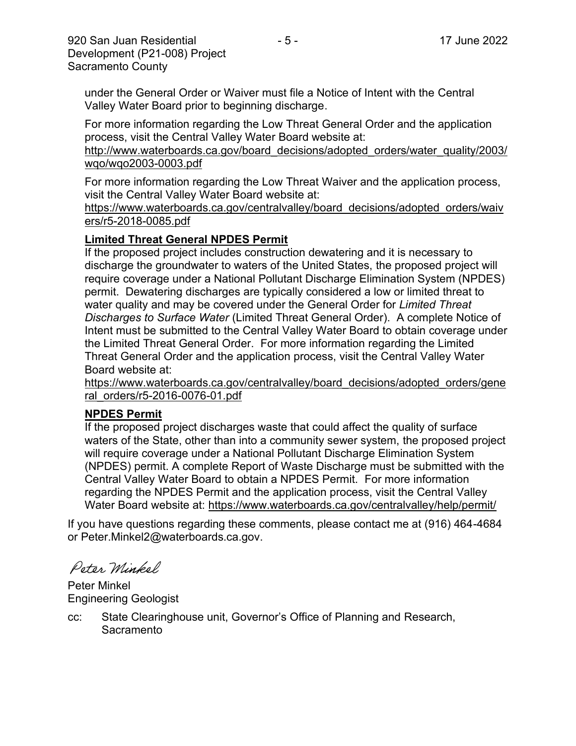under the General Order or Waiver must file a Notice of Intent with the Central Valley Water Board prior to beginning discharge.

For more information regarding the Low Threat General Order and the application process, visit the Central Valley Water Board website at: http://www.waterboards.ca.gov/board_decisions/adopted_orders/water_quality/2003/wqo/wqo2003-0003.pdf

For more information regarding the Low Threat Waiver and the application process, visit the Central Valley Water Board website at: https://www.waterboards.ca.gov/centralvalley/board_decisions/adopted_orders/waivers/r5-2018-0085.pdf

**Limited Threat General NPDES Permit**

If the proposed project includes construction dewatering and it is necessary to discharge the groundwater to waters of the United States, the proposed project will require coverage under a National Pollutant Discharge Elimination System (NPDES) permit. Dewatering discharges are typically considered a low or limited threat to water quality and may be covered under the General Order for *Limited Threat Discharges to Surface Water* (Limited Threat General Order). A complete Notice of Intent must be submitted to the Central Valley Water Board to obtain coverage under the Limited Threat General Order. For more information regarding the Limited Threat General Order and the application process, visit the Central Valley Water Board website at: https://www.waterboards.ca.gov/centralvalley/board_decisions/adopted_orders/general_orders/r5-2016-0076-01.pdf

**NPDES Permit**

If the proposed project discharges waste that could affect the quality of surface waters of the State, other than into a community sewer system, the proposed project will require coverage under a National Pollutant Discharge Elimination System (NPDES) permit. A complete Report of Waste Discharge must be submitted with the Central Valley Water Board to obtain a NPDES Permit. For more information regarding the NPDES Permit and the application process, visit the Central Valley Water Board website at: https://www.waterboards.ca.gov/centralvalley/help/permit/

If you have questions regarding these comments, please contact me at (916) 464-4684 or Peter.Minkel2@waterboards.ca.gov.

*Peter Minkel*

Peter Minkel
Engineering Geologist

cc: State Clearinghouse unit, Governor's Office of Planning and Research, Sacramento